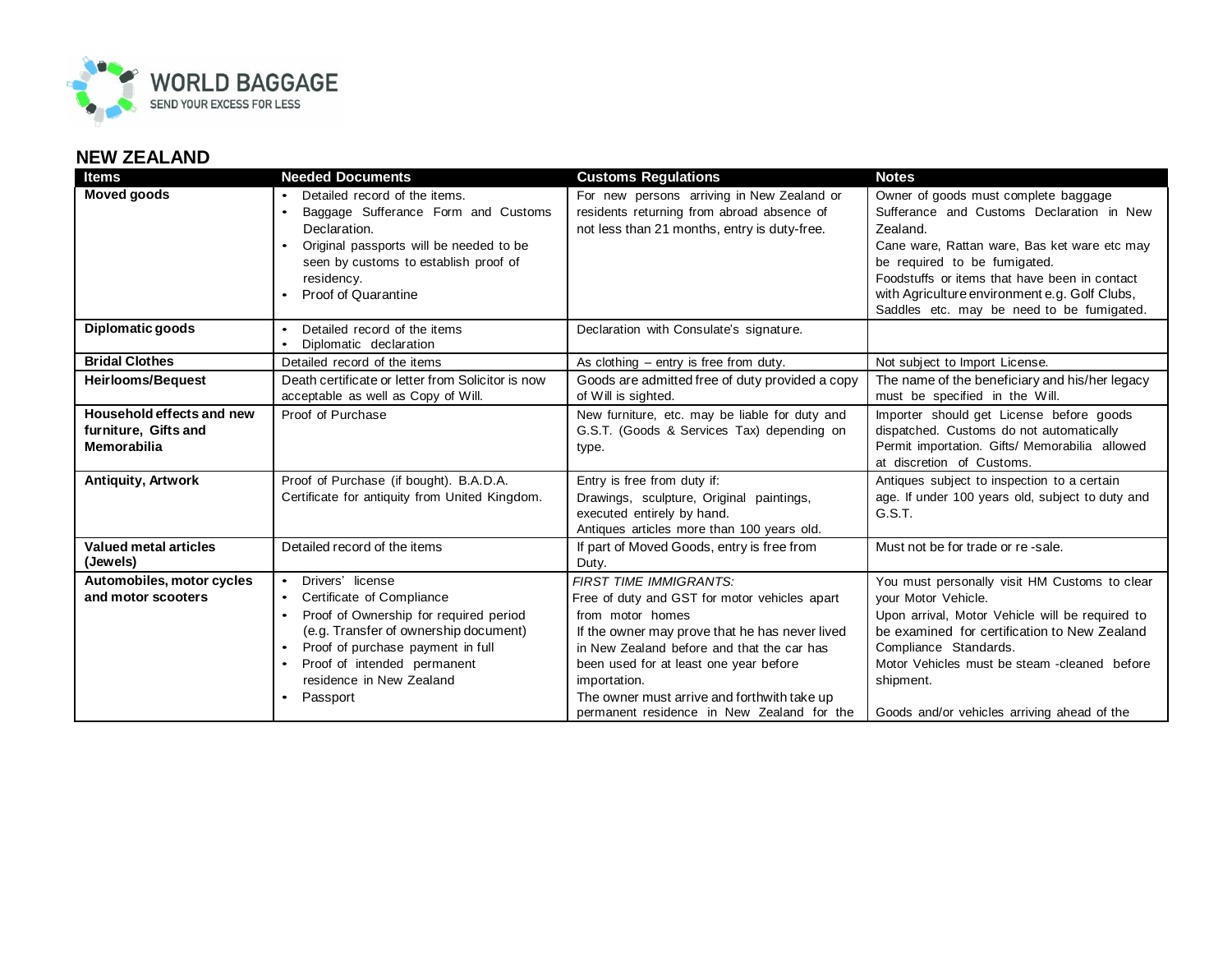WORLD BAGGAGE
SEND YOUR EXCESS FOR LESS

## NEW ZEALAND

| Items | Needed Documents | Customs Regulations | Notes |
|---|---|---|---|
| **Moved goods** | • Detailed record of the items.<br>• Baggage Sufferance Form and Customs Declaration.<br>• Original passports will be needed to be seen by customs to establish proof of residency.<br>• Proof of Quarantine | For new persons arriving in New Zealand or residents returning from abroad absence of not less than 21 months, entry is duty-free. | Owner of goods must complete baggage Sufferance and Customs Declaration in New Zealand.<br>Cane ware, Rattan ware, Bas ket ware etc may be required to be fumigated.<br>Foodstuffs or items that have been in contact with Agriculture environment e.g. Golf Clubs, Saddles etc. may be need to be fumigated. |
| **Diplomatic goods** | • Detailed record of the items<br>• Diplomatic declaration | Declaration with Consulate's signature. | |
| **Bridal Clothes** | Detailed record of the items | As clothing – entry is free from duty. | Not subject to Import License. |
| **Heirlooms/Bequest** | Death certificate or letter from Solicitor is now acceptable as well as Copy of Will. | Goods are admitted free of duty provided a copy of Will is sighted. | The name of the beneficiary and his/her legacy must be specified in the Will. |
| **Household effects and new furniture, Gifts and Memorabilia** | Proof of Purchase | New furniture, etc. may be liable for duty and G.S.T. (Goods & Services Tax) depending on type. | Importer should get License before goods dispatched. Customs do not automatically Permit importation. Gifts/ Memorabilia allowed at discretion of Customs. |
| **Antiquity, Artwork** | Proof of Purchase (if bought). B.A.D.A. Certificate for antiquity from United Kingdom. | Entry is free from duty if:<br>Drawings, sculpture, Original paintings, executed entirely by hand.<br>Antiques articles more than 100 years old. | Antiques subject to inspection to a certain age. If under 100 years old, subject to duty and G.S.T. |
| **Valued metal articles (Jewels)** | Detailed record of the items | If part of Moved Goods, entry is free from Duty. | Must not be for trade or re -sale. |
| **Automobiles, motor cycles and motor scooters** | • Drivers' license<br>• Certificate of Compliance<br>• Proof of Ownership for required period (e.g. Transfer of ownership document)<br>• Proof of purchase payment in full<br>• Proof of intended permanent residence in New Zealand<br>• Passport | *FIRST TIME IMMIGRANTS:*<br>Free of duty and GST for motor vehicles apart from motor homes<br>If the owner may prove that he has never lived in New Zealand before and that the car has been used for at least one year before importation.<br>The owner must arrive and forthwith take up permanent residence in New Zealand for the | You must personally visit HM Customs to clear your Motor Vehicle.<br>Upon arrival, Motor Vehicle will be required to be examined for certification to New Zealand Compliance Standards.<br>Motor Vehicles must be steam -cleaned before shipment.<br><br>Goods and/or vehicles arriving ahead of the |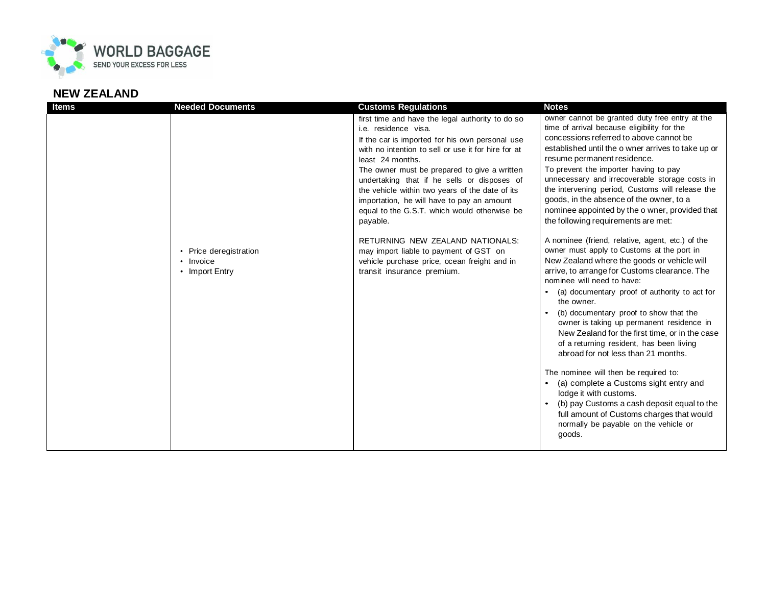## NEW ZEALAND

| Items | Needed Documents | Customs Regulations | Notes |
| --- | --- | --- | --- |
| | • Price deregistration<br>• Invoice<br>• Import Entry | first time and have the legal authority to do so i.e. residence visa.<br>If the car is imported for his own personal use with no intention to sell or use it for hire for at least 24 months.<br>The owner must be prepared to give a written undertaking that if he sells or disposes of the vehicle within two years of the date of its importation, he will have to pay an amount equal to the G.S.T. which would otherwise be payable.<br><br>RETURNING NEW ZEALAND NATIONALS: may import liable to payment of GST on vehicle purchase price, ocean freight and in transit insurance premium. | owner cannot be granted duty free entry at the time of arrival because eligibility for the concessions referred to above cannot be established until the o wner arrives to take up or resume permanent residence.<br>To prevent the importer having to pay unnecessary and irrecoverable storage costs in the intervening period, Customs will release the goods, in the absence of the owner, to a nominee appointed by the o wner, provided that the following requirements are met:<br><br>A nominee (friend, relative, agent, etc.) of the owner must apply to Customs at the port in New Zealand where the goods or vehicle will arrive, to arrange for Customs clearance. The nominee will need to have:<br>• (a) documentary proof of authority to act for the owner.<br>• (b) documentary proof to show that the owner is taking up permanent residence in New Zealand for the first time, or in the case of a returning resident, has been living abroad for not less than 21 months.<br><br>The nominee will then be required to:<br>• (a) complete a Customs sight entry and lodge it with customs.<br>• (b) pay Customs a cash deposit equal to the full amount of Customs charges that would normally be payable on the vehicle or goods. |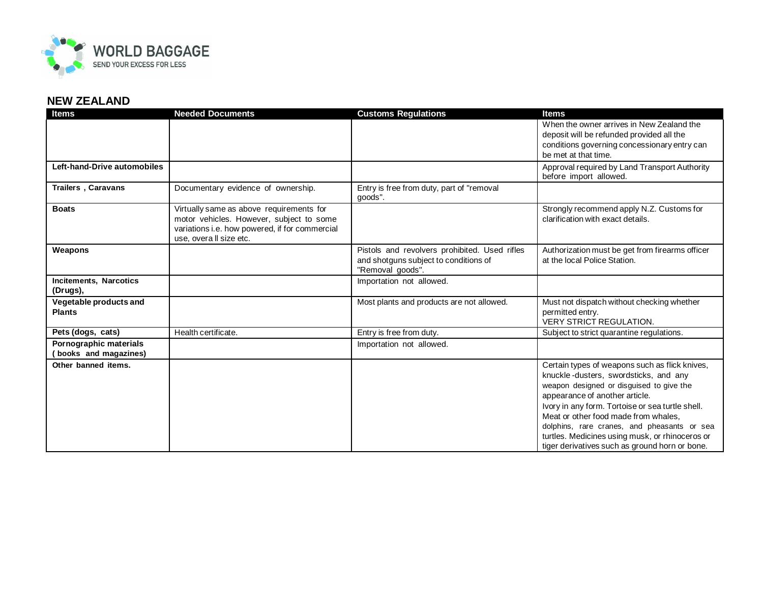## NEW ZEALAND

| Items | Needed Documents | Customs Regulations | Items |
|---|---|---|---|
| | | | When the owner arrives in New Zealand the deposit will be refunded provided all the conditions governing concessionary entry can be met at that time. |
| **Left-hand-Drive automobiles** | | | Approval required by Land Transport Authority before import allowed. |
| **Trailers , Caravans** | Documentary evidence of ownership. | Entry is free from duty, part of "removal goods". | |
| **Boats** | Virtually same as above requirements for motor vehicles. However, subject to some variations i.e. how powered, if for commercial use, overa ll size etc. | | Strongly recommend apply N.Z. Customs for clarification with exact details. |
| **Weapons** | | Pistols and revolvers prohibited. Used rifles and shotguns subject to conditions of "Removal goods". | Authorization must be get from firearms officer at the local Police Station. |
| **Incitements, Narcotics (Drugs),** | | Importation not allowed. | |
| **Vegetable products and Plants** | | Most plants and products are not allowed. | Must not dispatch without checking whether permitted entry. VERY STRICT REGULATION. |
| **Pets (dogs, cats)** | Health certificate. | Entry is free from duty. | Subject to strict quarantine regulations. |
| **Pornographic materials ( books and magazines)** | | Importation not allowed. | |
| **Other banned items.** | | | Certain types of weapons such as flick knives, knuckle -dusters, swordsticks, and any weapon designed or disguised to give the appearance of another article. Ivory in any form. Tortoise or sea turtle shell. Meat or other food made from whales, dolphins, rare cranes, and pheasants or sea turtles. Medicines using musk, or rhinoceros or tiger derivatives such as ground horn or bone. |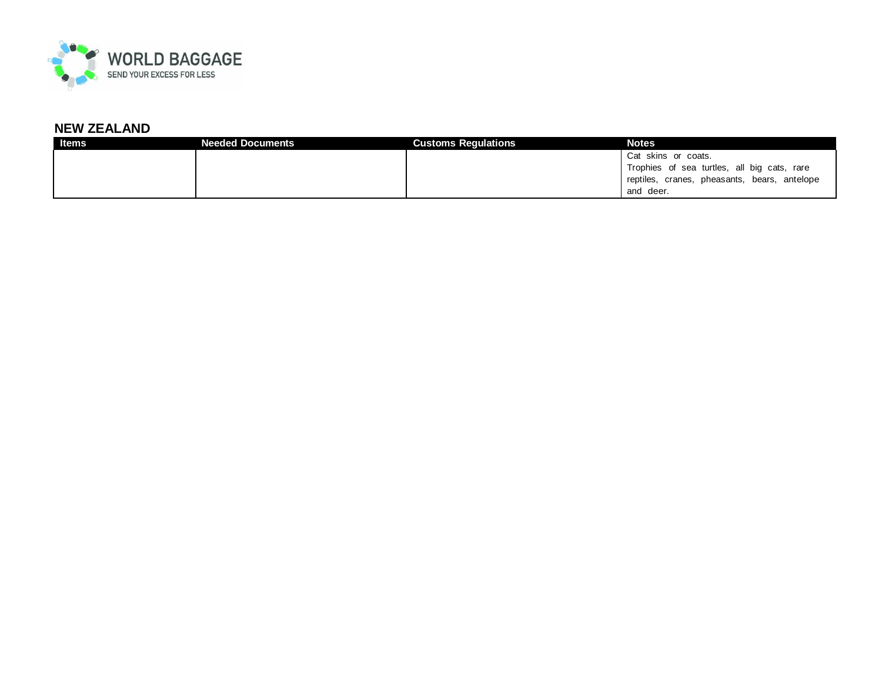## NEW ZEALAND

| Items | Needed Documents | Customs Regulations | Notes |
|---|---|---|---|
| | | | Cat skins or coats.<br>Trophies of sea turtles, all big cats, rare reptiles, cranes, pheasants, bears, antelope and deer. |